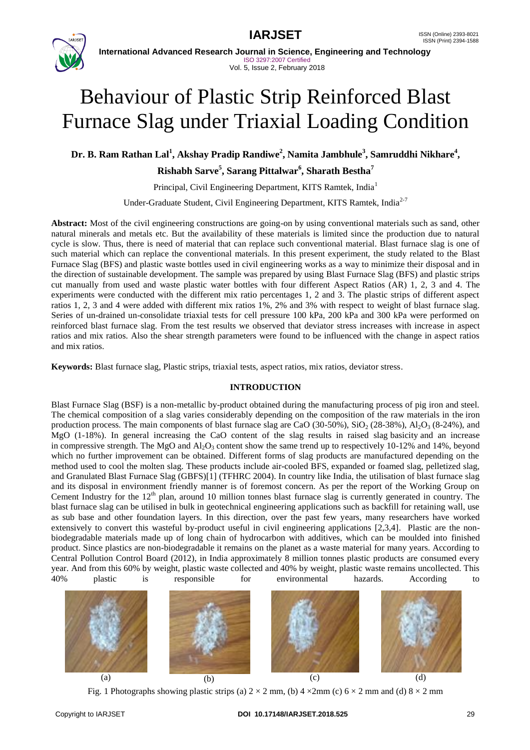# Behaviour of Plastic Strip Reinforced Blast Furnace Slag under Triaxial Loading Condition

**Dr. B. Ram Rathan Lal[1], Akshay Pradip Randiwe[2], Namita Jambhule[3], Samruddhi Nikhare[4], Rishabh Sarve[5], Sarang Pittalwar[6], Sharath Bestha[7]**

Principal, Civil Engineering Department, KITS Ramtek, India[1]

Under-Graduate Student, Civil Engineering Department, KITS Ramtek, India[2-7]

**Abstract:** Most of the civil engineering constructions are going-on by using conventional materials such as sand, other natural minerals and metals etc. But the availability of these materials is limited since the production due to natural cycle is slow. Thus, there is need of material that can replace such conventional material. Blast furnace slag is one of such material which can replace the conventional materials. In this present experiment, the study related to the Blast Furnace Slag (BFS) and plastic waste bottles used in civil engineering works as a way to minimize their disposal and in the direction of sustainable development. The sample was prepared by using Blast Furnace Slag (BFS) and plastic strips cut manually from used and waste plastic water bottles with four different Aspect Ratios (AR) 1, 2, 3 and 4. The experiments were conducted with the different mix ratio percentages 1, 2 and 3. The plastic strips of different aspect ratios 1, 2, 3 and 4 were added with different mix ratios 1%, 2% and 3% with respect to weight of blast furnace slag. Series of un-drained un-consolidate triaxial tests for cell pressure 100 kPa, 200 kPa and 300 kPa were performed on reinforced blast furnace slag. From the test results we observed that deviator stress increases with increase in aspect ratios and mix ratios. Also the shear strength parameters were found to be influenced with the change in aspect ratios and mix ratios.

**Keywords:** Blast furnace slag, Plastic strips, triaxial tests, aspect ratios, mix ratios, deviator stress.

## INTRODUCTION

Blast Furnace Slag (BSF) is a non-metallic by-product obtained during the manufacturing process of pig iron and steel. The chemical composition of a slag varies considerably depending on the composition of the raw materials in the iron production process. The main components of blast furnace slag are CaO (30-50%), $SiO_2$ (28-38%), $Al_2O_3$ (8-24%), and MgO (1-18%). In general increasing the CaO content of the slag results in raised slag basicity and an increase in compressive strength. The MgO and $Al_2O_3$ content show the same trend up to respectively 10-12% and 14%, beyond which no further improvement can be obtained. Different forms of slag products are manufactured depending on the method used to cool the molten slag. These products include air-cooled BFS, expanded or foamed slag, pelletized slag, and Granulated Blast Furnace Slag (GBFS)[1] (TFHRC 2004). In country like India, the utilisation of blast furnace slag and its disposal in environment friendly manner is of foremost concern. As per the report of the Working Group on Cement Industry for the 12[th] plan, around 10 million tonnes blast furnace slag is currently generated in country. The blast furnace slag can be utilised in bulk in geotechnical engineering applications such as backfill for retaining wall, use as sub base and other foundation layers. In this direction, over the past few years, many researchers have worked extensively to convert this wasteful by-product useful in civil engineering applications [2,3,4]. Plastic are the non-biodegradable materials made up of long chain of hydrocarbon with additives, which can be moulded into finished product. Since plastics are non-biodegradable it remains on the planet as a waste material for many years. According to Central Pollution Control Board (2012), in India approximately 8 million tonnes plastic products are consumed every year. And from this 60% by weight, plastic waste collected and 40% by weight, plastic waste remains uncollected. This 40% plastic is responsible for environmental hazards. According to

(a) (b) (c) (d)

Fig. 1 Photographs showing plastic strips (a) $2 \times 2$ mm, (b) $4 \times 2$mm (c) $6 \times 2$ mm and (d) $8 \times 2$ mm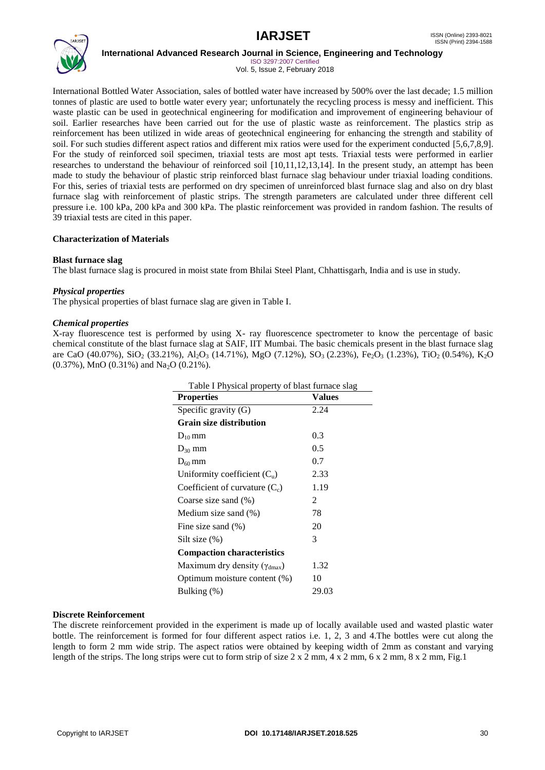International Bottled Water Association, sales of bottled water have increased by 500% over the last decade; 1.5 million tonnes of plastic are used to bottle water every year; unfortunately the recycling process is messy and inefficient. This waste plastic can be used in geotechnical engineering for modification and improvement of engineering behaviour of soil. Earlier researches have been carried out for the use of plastic waste as reinforcement. The plastics strip as reinforcement has been utilized in wide areas of geotechnical engineering for enhancing the strength and stability of soil. For such studies different aspect ratios and different mix ratios were used for the experiment conducted [5,6,7,8,9]. For the study of reinforced soil specimen, triaxial tests are most apt tests. Triaxial tests were performed in earlier researches to understand the behaviour of reinforced soil [10,11,12,13,14]. In the present study, an attempt has been made to study the behaviour of plastic strip reinforced blast furnace slag behaviour under triaxial loading conditions. For this, series of triaxial tests are performed on dry specimen of unreinforced blast furnace slag and also on dry blast furnace slag with reinforcement of plastic strips. The strength parameters are calculated under three different cell pressure i.e. 100 kPa, 200 kPa and 300 kPa. The plastic reinforcement was provided in random fashion. The results of 39 triaxial tests are cited in this paper.

**Characterization of Materials**

**Blast furnace slag**

The blast furnace slag is procured in moist state from Bhilai Steel Plant, Chhattisgarh, India and is use in study.

***Physical properties***

The physical properties of blast furnace slag are given in Table I.

***Chemical properties***

X-ray fluorescence test is performed by using X- ray fluorescence spectrometer to know the percentage of basic chemical constitute of the blast furnace slag at SAIF, IIT Mumbai. The basic chemicals present in the blast furnace slag are CaO (40.07%), $SiO_2$ (33.21%), $Al_2O_3$ (14.71%), MgO (7.12%), $SO_3$ (2.23%), $Fe_2O_3$ (1.23%), $TiO_2$ (0.54%), $K_2O$ (0.37%), MnO (0.31%) and $Na_2O$ (0.21%).

Table I Physical property of blast furnace slag

| **Properties** | **Values** |
|---|---|
| Specific gravity (G) | 2.24 |
| **Grain size distribution** | |
| $D_{10}$ mm | 0.3 |
| $D_{30}$ mm | 0.5 |
| $D_{60}$ mm | 0.7 |
| Uniformity coefficient ($C_u$) | 2.33 |
| Coefficient of curvature ($C_c$) | 1.19 |
| Coarse size sand (%) | 2 |
| Medium size sand (%) | 78 |
| Fine size sand (%) | 20 |
| Silt size (%) | 3 |
| **Compaction characteristics** | |
| Maximum dry density ($\gamma_{dmax}$) | 1.32 |
| Optimum moisture content (%) | 10 |
| Bulking (%) | 29.03 |

**Discrete Reinforcement**

The discrete reinforcement provided in the experiment is made up of locally available used and wasted plastic water bottle. The reinforcement is formed for four different aspect ratios i.e. 1, 2, 3 and 4.The bottles were cut along the length to form 2 mm wide strip. The aspect ratios were obtained by keeping width of 2mm as constant and varying length of the strips. The long strips were cut to form strip of size 2 x 2 mm, 4 x 2 mm, 6 x 2 mm, 8 x 2 mm, Fig.1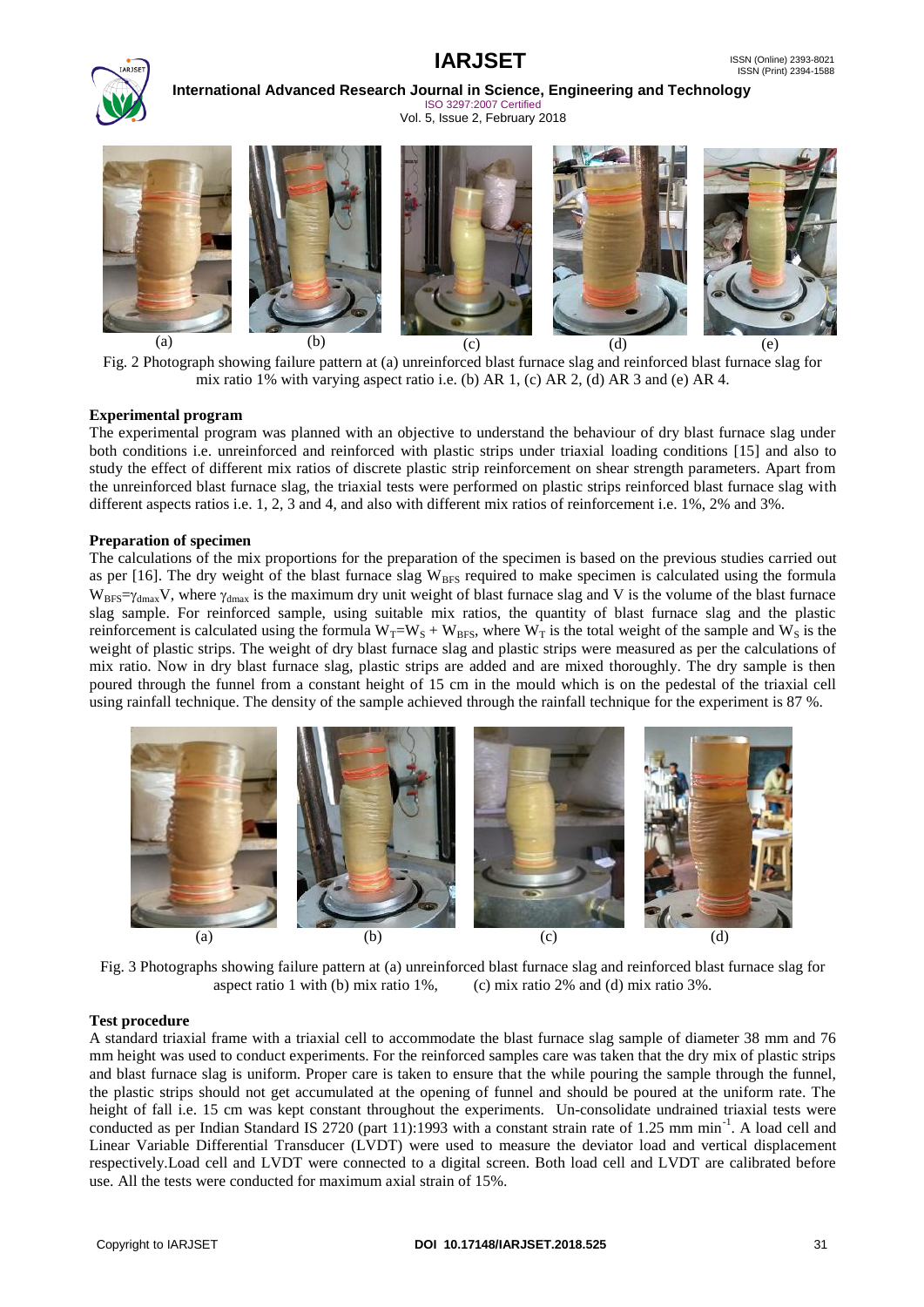Fig. 2 Photograph showing failure pattern at (a) unreinforced blast furnace slag and reinforced blast furnace slag for mix ratio 1% with varying aspect ratio i.e. (b) AR 1, (c) AR 2, (d) AR 3 and (e) AR 4.

**Experimental program**

The experimental program was planned with an objective to understand the behaviour of dry blast furnace slag under both conditions i.e. unreinforced and reinforced with plastic strips under triaxial loading conditions [15] and also to study the effect of different mix ratios of discrete plastic strip reinforcement on shear strength parameters. Apart from the unreinforced blast furnace slag, the triaxial tests were performed on plastic strips reinforced blast furnace slag with different aspects ratios i.e. 1, 2, 3 and 4, and also with different mix ratios of reinforcement i.e. 1%, 2% and 3%.

**Preparation of specimen**

The calculations of the mix proportions for the preparation of the specimen is based on the previous studies carried out as per [16]. The dry weight of the blast furnace slag $W_{BFS}$ required to make specimen is calculated using the formula $W_{BFS}=\gamma_{dmax}V$, where $\gamma_{dmax}$ is the maximum dry unit weight of blast furnace slag and V is the volume of the blast furnace slag sample. For reinforced sample, using suitable mix ratios, the quantity of blast furnace slag and the plastic reinforcement is calculated using the formula $W_T=W_S + W_{BFS}$, where $W_T$ is the total weight of the sample and $W_S$ is the weight of plastic strips. The weight of dry blast furnace slag and plastic strips were measured as per the calculations of mix ratio. Now in dry blast furnace slag, plastic strips are added and are mixed thoroughly. The dry sample is then poured through the funnel from a constant height of 15 cm in the mould which is on the pedestal of the triaxial cell using rainfall technique. The density of the sample achieved through the rainfall technique for the experiment is 87 %.

Fig. 3 Photographs showing failure pattern at (a) unreinforced blast furnace slag and reinforced blast furnace slag for aspect ratio 1 with (b) mix ratio 1%, (c) mix ratio 2% and (d) mix ratio 3%.

**Test procedure**

A standard triaxial frame with a triaxial cell to accommodate the blast furnace slag sample of diameter 38 mm and 76 mm height was used to conduct experiments. For the reinforced samples care was taken that the dry mix of plastic strips and blast furnace slag is uniform. Proper care is taken to ensure that the while pouring the sample through the funnel, the plastic strips should not get accumulated at the opening of funnel and should be poured at the uniform rate. The height of fall i.e. 15 cm was kept constant throughout the experiments. Un-consolidate undrained triaxial tests were conducted as per Indian Standard IS 2720 (part 11):1993 with a constant strain rate of 1.25 mm $min^{-1}$. A load cell and Linear Variable Differential Transducer (LVDT) were used to measure the deviator load and vertical displacement respectively.Load cell and LVDT were connected to a digital screen. Both load cell and LVDT are calibrated before use. All the tests were conducted for maximum axial strain of 15%.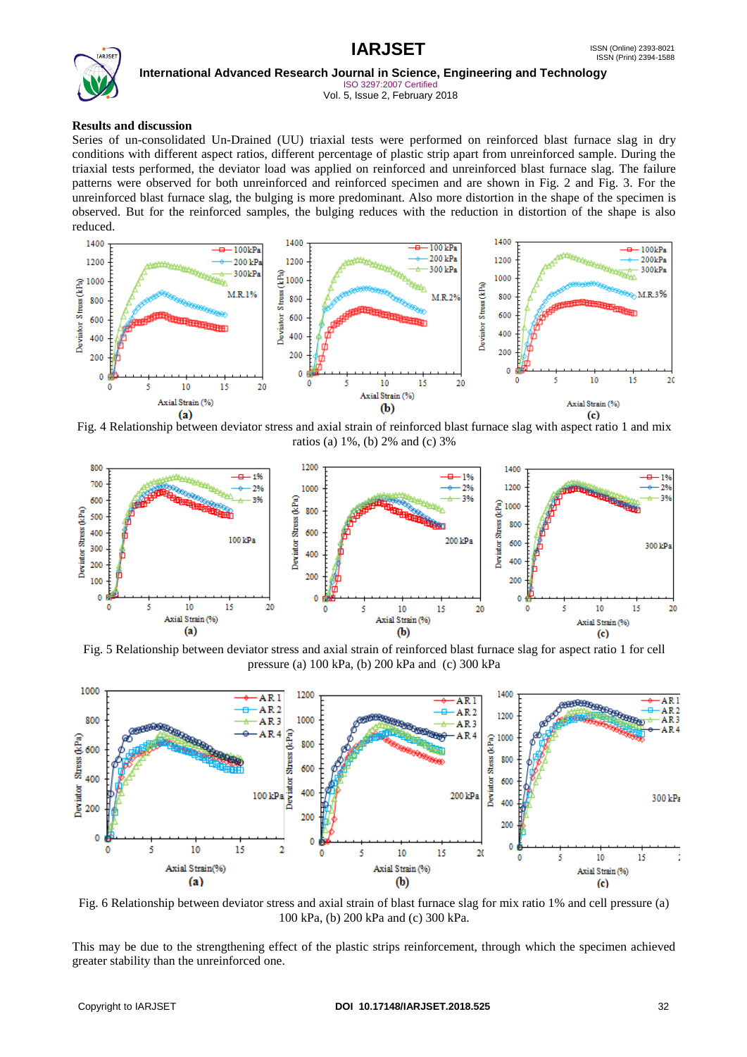**Results and discussion**

Series of un-consolidated Un-Drained (UU) triaxial tests were performed on reinforced blast furnace slag in dry conditions with different aspect ratios, different percentage of plastic strip apart from unreinforced sample. During the triaxial tests performed, the deviator load was applied on reinforced and unreinforced blast furnace slag. The failure patterns were observed for both unreinforced and reinforced specimen and are shown in Fig. 2 and Fig. 3. For the unreinforced blast furnace slag, the bulging is more predominant. Also more distortion in the shape of the specimen is observed. But for the reinforced samples, the bulging reduces with the reduction in distortion of the shape is also reduced.

Fig. 4 Relationship between deviator stress and axial strain of reinforced blast furnace slag with aspect ratio 1 and mix ratios (a) 1%, (b) 2% and (c) 3%

Fig. 5 Relationship between deviator stress and axial strain of reinforced blast furnace slag for aspect ratio 1 for cell pressure (a) 100 kPa, (b) 200 kPa and (c) 300 kPa

Fig. 6 Relationship between deviator stress and axial strain of blast furnace slag for mix ratio 1% and cell pressure (a) 100 kPa, (b) 200 kPa and (c) 300 kPa.

This may be due to the strengthening effect of the plastic strips reinforcement, through which the specimen achieved greater stability than the unreinforced one.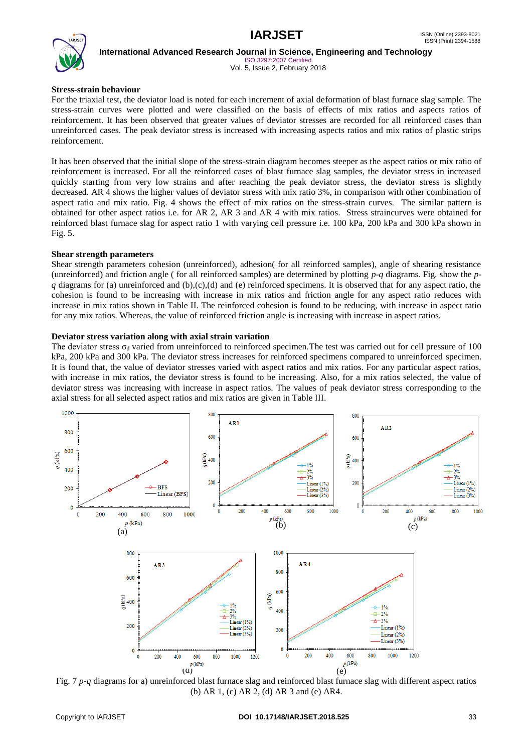**Stress-strain behaviour**

For the triaxial test, the deviator load is noted for each increment of axial deformation of blast furnace slag sample. The stress-strain curves were plotted and were classified on the basis of effects of mix ratios and aspects ratios of reinforcement. It has been observed that greater values of deviator stresses are recorded for all reinforced cases than unreinforced cases. The peak deviator stress is increased with increasing aspects ratios and mix ratios of plastic strips reinforcement.

It has been observed that the initial slope of the stress-strain diagram becomes steeper as the aspect ratios or mix ratio of reinforcement is increased. For all the reinforced cases of blast furnace slag samples, the deviator stress in increased quickly starting from very low strains and after reaching the peak deviator stress, the deviator stress is slightly decreased. AR 4 shows the higher values of deviator stress with mix ratio 3%, in comparison with other combination of aspect ratio and mix ratio. Fig. 4 shows the effect of mix ratios on the stress-strain curves. The similar pattern is obtained for other aspect ratios i.e. for AR 2, AR 3 and AR 4 with mix ratios. Stress straincurves were obtained for reinforced blast furnace slag for aspect ratio 1 with varying cell pressure i.e. 100 kPa, 200 kPa and 300 kPa shown in Fig. 5.

**Shear strength parameters**

Shear strength parameters cohesion (unreinforced), adhesion( for all reinforced samples), angle of shearing resistance (unreinforced) and friction angle ( for all reinforced samples) are determined by plotting *p-q* diagrams. Fig. show the *p-q* diagrams for (a) unreinforced and (b),(c),(d) and (e) reinforced specimens. It is observed that for any aspect ratio, the cohesion is found to be increasing with increase in mix ratios and friction angle for any aspect ratio reduces with increase in mix ratios shown in Table II. The reinforced cohesion is found to be reducing, with increase in aspect ratio for any mix ratios. Whereas, the value of reinforced friction angle is increasing with increase in aspect ratios.

**Deviator stress variation along with axial strain variation**

The deviator stress $\sigma_d$ varied from unreinforced to reinforced specimen.The test was carried out for cell pressure of 100 kPa, 200 kPa and 300 kPa. The deviator stress increases for reinforced specimens compared to unreinforced specimen. It is found that, the value of deviator stresses varied with aspect ratios and mix ratios. For any particular aspect ratios, with increase in mix ratios, the deviator stress is found to be increasing. Also, for a mix ratios selected, the value of deviator stress was increasing with increase in aspect ratios. The values of peak deviator stress corresponding to the axial stress for all selected aspect ratios and mix ratios are given in Table III.

Fig. 7 *p-q* diagrams for a) unreinforced blast furnace slag and reinforced blast furnace slag with different aspect ratios (b) AR 1, (c) AR 2, (d) AR 3 and (e) AR4.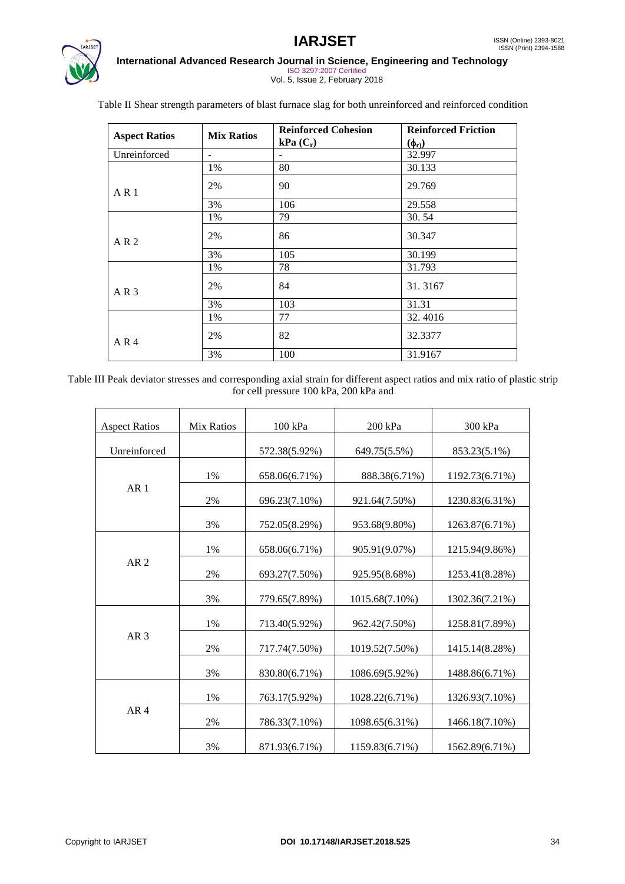Table II Shear strength parameters of blast furnace slag for both unreinforced and reinforced condition

| **Aspect Ratios** | **Mix Ratios** | **Reinforced Cohesion kPa ($C_r$)** | **Reinforced Friction ($\phi_r$)** |
|---|---|---|---|
| Unreinforced | - | - | 32.997 |
| A R 1 | 1% | 80 | 30.133 |
| | 2% | 90 | 29.769 |
| | 3% | 106 | 29.558 |
| A R 2 | 1% | 79 | 30. 54 |
| | 2% | 86 | 30.347 |
| | 3% | 105 | 30.199 |
| A R 3 | 1% | 78 | 31.793 |
| | 2% | 84 | 31. 3167 |
| | 3% | 103 | 31.31 |
| A R 4 | 1% | 77 | 32. 4016 |
| | 2% | 82 | 32.3377 |
| | 3% | 100 | 31.9167 |

Table III Peak deviator stresses and corresponding axial strain for different aspect ratios and mix ratio of plastic strip for cell pressure 100 kPa, 200 kPa and

| Aspect Ratios | Mix Ratios | 100 kPa | 200 kPa | 300 kPa |
|---|---|---|---|---|
| Unreinforced | | 572.38(5.92%) | 649.75(5.5%) | 853.23(5.1%) |
| AR 1 | 1% | 658.06(6.71%) | 888.38(6.71%) | 1192.73(6.71%) |
| | 2% | 696.23(7.10%) | 921.64(7.50%) | 1230.83(6.31%) |
| | 3% | 752.05(8.29%) | 953.68(9.80%) | 1263.87(6.71%) |
| AR 2 | 1% | 658.06(6.71%) | 905.91(9.07%) | 1215.94(9.86%) |
| | 2% | 693.27(7.50%) | 925.95(8.68%) | 1253.41(8.28%) |
| | 3% | 779.65(7.89%) | 1015.68(7.10%) | 1302.36(7.21%) |
| AR 3 | 1% | 713.40(5.92%) | 962.42(7.50%) | 1258.81(7.89%) |
| | 2% | 717.74(7.50%) | 1019.52(7.50%) | 1415.14(8.28%) |
| | 3% | 830.80(6.71%) | 1086.69(5.92%) | 1488.86(6.71%) |
| AR 4 | 1% | 763.17(5.92%) | 1028.22(6.71%) | 1326.93(7.10%) |
| | 2% | 786.33(7.10%) | 1098.65(6.31%) | 1466.18(7.10%) |
| | 3% | 871.93(6.71%) | 1159.83(6.71%) | 1562.89(6.71%) |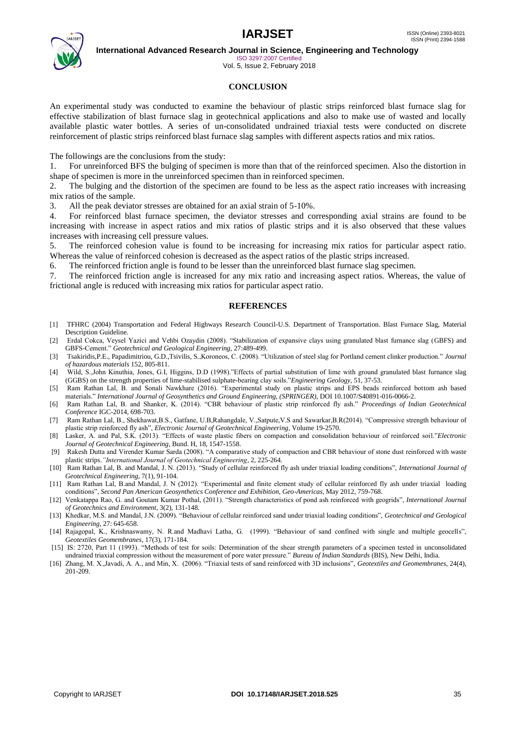## CONCLUSION

An experimental study was conducted to examine the behaviour of plastic strips reinforced blast furnace slag for effective stabilization of blast furnace slag in geotechnical applications and also to make use of wasted and locally available plastic water bottles. A series of un-consolidated undrained triaxial tests were conducted on discrete reinforcement of plastic strips reinforced blast furnace slag samples with different aspects ratios and mix ratios.

The followings are the conclusions from the study:

1. For unreinforced BFS the bulging of specimen is more than that of the reinforced specimen. Also the distortion in shape of specimen is more in the unreinforced specimen than in reinforced specimen.
2. The bulging and the distortion of the specimen are found to be less as the aspect ratio increases with increasing mix ratios of the sample.
3. All the peak deviator stresses are obtained for an axial strain of 5-10%.
4. For reinforced blast furnace specimen, the deviator stresses and corresponding axial strains are found to be increasing with increase in aspect ratios and mix ratios of plastic strips and it is also observed that these values increases with increasing cell pressure values.
5. The reinforced cohesion value is found to be increasing for increasing mix ratios for particular aspect ratio. Whereas the value of reinforced cohesion is decreased as the aspect ratios of the plastic strips increased.
6. The reinforced friction angle is found to be lesser than the unreinforced blast furnace slag specimen.
7. The reinforced friction angle is increased for any mix ratio and increasing aspect ratios. Whereas, the value of frictional angle is reduced with increasing mix ratios for particular aspect ratio.

## REFERENCES

[1] TFHRC (2004) Transportation and Federal Highways Research Council-U.S. Department of Transportation. Blast Furnace Slag, Material Description Guideline.

[2] Erdal Cokca, Veysel Yazici and Vehbi Ozaydin (2008). "Stabilization of expansive clays using granulated blast furnance slag (GBFS) and GBFS-Cement." *Geotechnical and Geological Engineering*, 27:489-499.

[3] Tsakiridis,P.E., Papadimitriou, G.D.,Tsivilis, S.,Koroneos, C. (2008). "Utilization of steel slag for Portland cement clinker production." *Journal of hazardous materials* 152, 805-811.

[4] Wild, S.,John Kinuthia, Jones, G.I, Higgins, D.D (1998)."Effects of partial substitution of lime with ground granulated blast furnance slag (GGBS) on the strength properties of lime-stabilised sulphate-bearing clay soils."*Engineering Geology*, 51, 37-53.

[5] Ram Rathan Lal, B. and Sonali Nawkhare (2016). "Experimental study on plastic strips and EPS beads reinforced bottom ash based materials." *International Journal of Geosynthetics and Ground Engineering, (SPRINGER)*, DOI 10.1007/S40891-016-0066-2.

[6] Ram Rathan Lal, B. and Shanker, K. (2014). "CBR behaviour of plastic strip reinforced fly ash." *Proceedings of Indian Geotechnical Conference* IGC-2014, 698-703.

[7] Ram Rathan Lal, B., Shekhawat,B.S., Gatfane, U.B,Rahangdale, V.,Satpute,V.S and Sawarkar,B.R(2014). "Compressive strength behaviour of plastic strip reinforced fly ash", *Electronic Journal of Geotechnical Engineering*, Volume 19-2570.

[8] Lasker, A. and Pal, S.K. (2013). "Effects of waste plastic fibers on compaction and consolidation behaviour of reinforced soil."*Electronic Journal of Geotechnical Engineering*, Bund. H, 18, 1547-1558.

[9] Rakesh Dutta and Virender Kumar Sarda (2008). "A comparative study of compaction and CBR behaviour of stone dust reinforced with waste plastic strips.*"International Journal of Geotechnical Engineering*, 2, 225-264.

[10] Ram Rathan Lal, B. and Mandal, J. N. (2013). "Study of cellular reinforced fly ash under triaxial loading conditions", *International Journal of Geotechnical Engineering*, 7(1), 91-104.

[11] Ram Rathan Lal, B.and Mandal, J. N (2012). "Experimental and finite element study of cellular reinforced fly ash under triaxial loading conditions", *Second Pan American Geosynthetics Conference and Exhibition, Geo-Americas*, May 2012, 759-768.

[12] Venkatappa Rao, G. and Goutam Kumar Pothal, (2011). "Strength characteristics of pond ash reinforced with geogrids", *International Journal of Geotechnics and Environment*, 3(2), 131-148.

[13] Khedkar, M.S. and Mandal, J.N. (2009). "Behaviour of cellular reinforced sand under triaxial loading conditions", *Geotechnical and Geological Engineering*, 27: 645-658.

[14] Rajagopal, K., Krishnaswamy, N. R.and Madhavi Latha, G. (1999). "Behaviour of sand confined with single and multiple geocells", *Geotextiles Geomembranes*, 17(3), 171-184.

[15] IS: 2720, Part 11 (1993). "Methods of test for soils: Determination of the shear strength parameters of a specimen tested in unconsolidated undrained triaxial compression without the measurement of pore water pressure." *Bureau of Indian Standards* (BIS), New Delhi, India.

[16] Zhang, M. X.,Javadi, A. A., and Min, X. (2006). "Triaxial tests of sand reinforced with 3D inclusions", *Geotextiles and Geomembranes*, 24(4), 201-209.